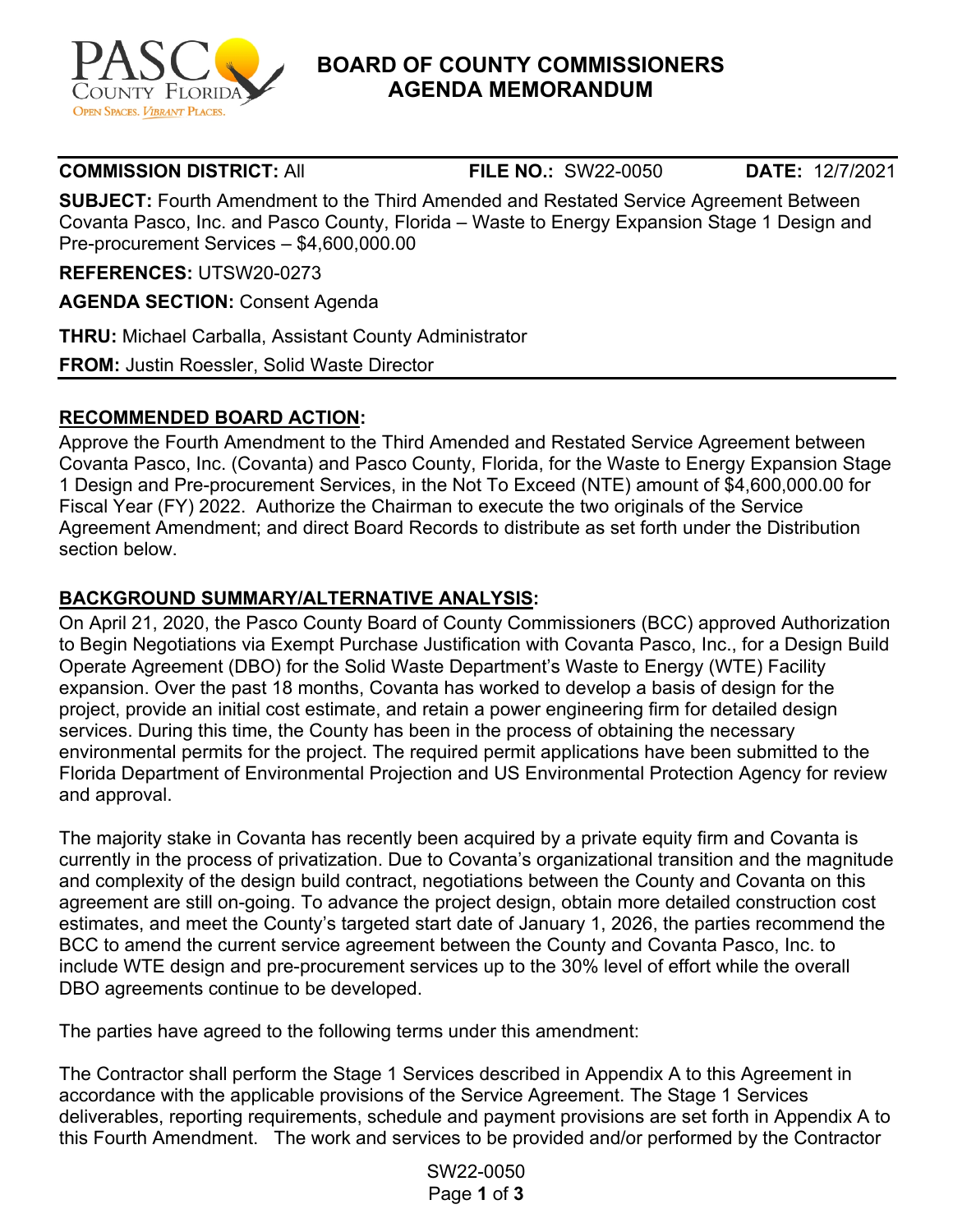# BOARD OF COUNTY COMMISSIONERS AGENDA MEMORANDUM

**COMMISSION DISTRICT:** All  **FILE NO.:** SW22-0050  **DATE:** 12/7/2021

**SUBJECT:** Fourth Amendment to the Third Amended and Restated Service Agreement Between Covanta Pasco, Inc. and Pasco County, Florida – Waste to Energy Expansion Stage 1 Design and Pre-procurement Services – $4,600,000.00

**REFERENCES:** UTSW20-0273

**AGENDA SECTION:** Consent Agenda

**THRU:** Michael Carballa, Assistant County Administrator

**FROM:** Justin Roessler, Solid Waste Director

## RECOMMENDED BOARD ACTION:

Approve the Fourth Amendment to the Third Amended and Restated Service Agreement between Covanta Pasco, Inc. (Covanta) and Pasco County, Florida, for the Waste to Energy Expansion Stage 1 Design and Pre-procurement Services, in the Not To Exceed (NTE) amount of $4,600,000.00 for Fiscal Year (FY) 2022. Authorize the Chairman to execute the two originals of the Service Agreement Amendment; and direct Board Records to distribute as set forth under the Distribution section below.

## BACKGROUND SUMMARY/ALTERNATIVE ANALYSIS:

On April 21, 2020, the Pasco County Board of County Commissioners (BCC) approved Authorization to Begin Negotiations via Exempt Purchase Justification with Covanta Pasco, Inc., for a Design Build Operate Agreement (DBO) for the Solid Waste Department's Waste to Energy (WTE) Facility expansion. Over the past 18 months, Covanta has worked to develop a basis of design for the project, provide an initial cost estimate, and retain a power engineering firm for detailed design services. During this time, the County has been in the process of obtaining the necessary environmental permits for the project. The required permit applications have been submitted to the Florida Department of Environmental Projection and US Environmental Protection Agency for review and approval.

The majority stake in Covanta has recently been acquired by a private equity firm and Covanta is currently in the process of privatization. Due to Covanta's organizational transition and the magnitude and complexity of the design build contract, negotiations between the County and Covanta on this agreement are still on-going. To advance the project design, obtain more detailed construction cost estimates, and meet the County's targeted start date of January 1, 2026, the parties recommend the BCC to amend the current service agreement between the County and Covanta Pasco, Inc. to include WTE design and pre-procurement services up to the 30% level of effort while the overall DBO agreements continue to be developed.

The parties have agreed to the following terms under this amendment:

The Contractor shall perform the Stage 1 Services described in Appendix A to this Agreement in accordance with the applicable provisions of the Service Agreement. The Stage 1 Services deliverables, reporting requirements, schedule and payment provisions are set forth in Appendix A to this Fourth Amendment. The work and services to be provided and/or performed by the Contractor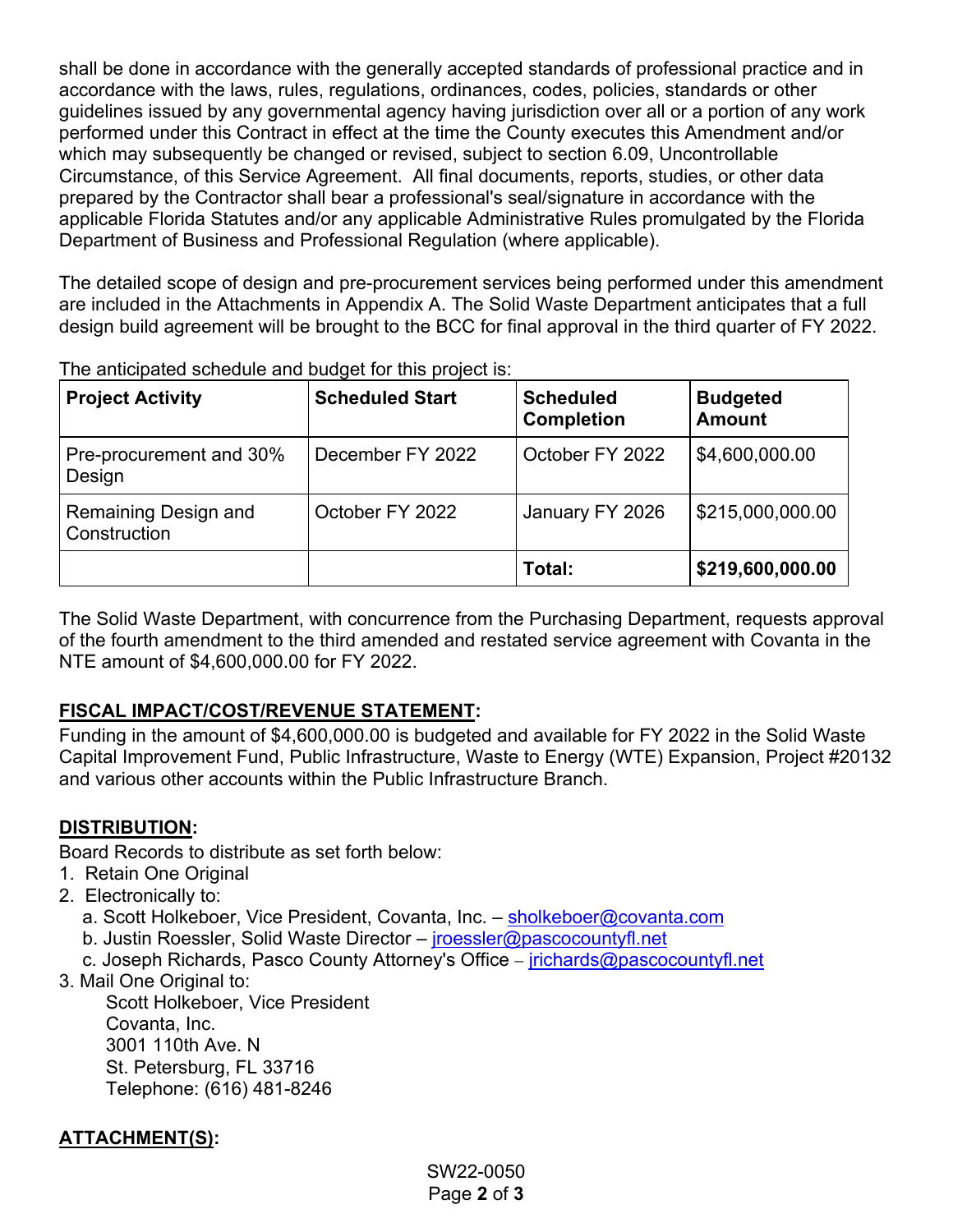shall be done in accordance with the generally accepted standards of professional practice and in accordance with the laws, rules, regulations, ordinances, codes, policies, standards or other guidelines issued by any governmental agency having jurisdiction over all or a portion of any work performed under this Contract in effect at the time the County executes this Amendment and/or which may subsequently be changed or revised, subject to section 6.09, Uncontrollable Circumstance, of this Service Agreement. All final documents, reports, studies, or other data prepared by the Contractor shall bear a professional's seal/signature in accordance with the applicable Florida Statutes and/or any applicable Administrative Rules promulgated by the Florida Department of Business and Professional Regulation (where applicable).

The detailed scope of design and pre-procurement services being performed under this amendment are included in the Attachments in Appendix A. The Solid Waste Department anticipates that a full design build agreement will be brought to the BCC for final approval in the third quarter of FY 2022.

The anticipated schedule and budget for this project is:

| Project Activity | Scheduled Start | Scheduled Completion | Budgeted Amount |
|---|---|---|---|
| Pre-procurement and 30% Design | December FY 2022 | October FY 2022 | $4,600,000.00 |
| Remaining Design and Construction | October FY 2022 | January FY 2026 | $215,000,000.00 |
| | | **Total:** | **$219,600,000.00** |

The Solid Waste Department, with concurrence from the Purchasing Department, requests approval of the fourth amendment to the third amended and restated service agreement with Covanta in the NTE amount of $4,600,000.00 for FY 2022.

**FISCAL IMPACT/COST/REVENUE STATEMENT:**

Funding in the amount of $4,600,000.00 is budgeted and available for FY 2022 in the Solid Waste Capital Improvement Fund, Public Infrastructure, Waste to Energy (WTE) Expansion, Project #20132 and various other accounts within the Public Infrastructure Branch.

**DISTRIBUTION:**

Board Records to distribute as set forth below:

1. Retain One Original
2. Electronically to:
   a. Scott Holkeboer, Vice President, Covanta, Inc. – sholkeboer@covanta.com
   b. Justin Roessler, Solid Waste Director – jroessler@pascocountyfl.net
   c. Joseph Richards, Pasco County Attorney's Office – jrichards@pascocountyfl.net
3. Mail One Original to:
   Scott Holkeboer, Vice President
   Covanta, Inc.
   3001 110th Ave. N
   St. Petersburg, FL 33716
   Telephone: (616) 481-8246

**ATTACHMENT(S):**

SW22-0050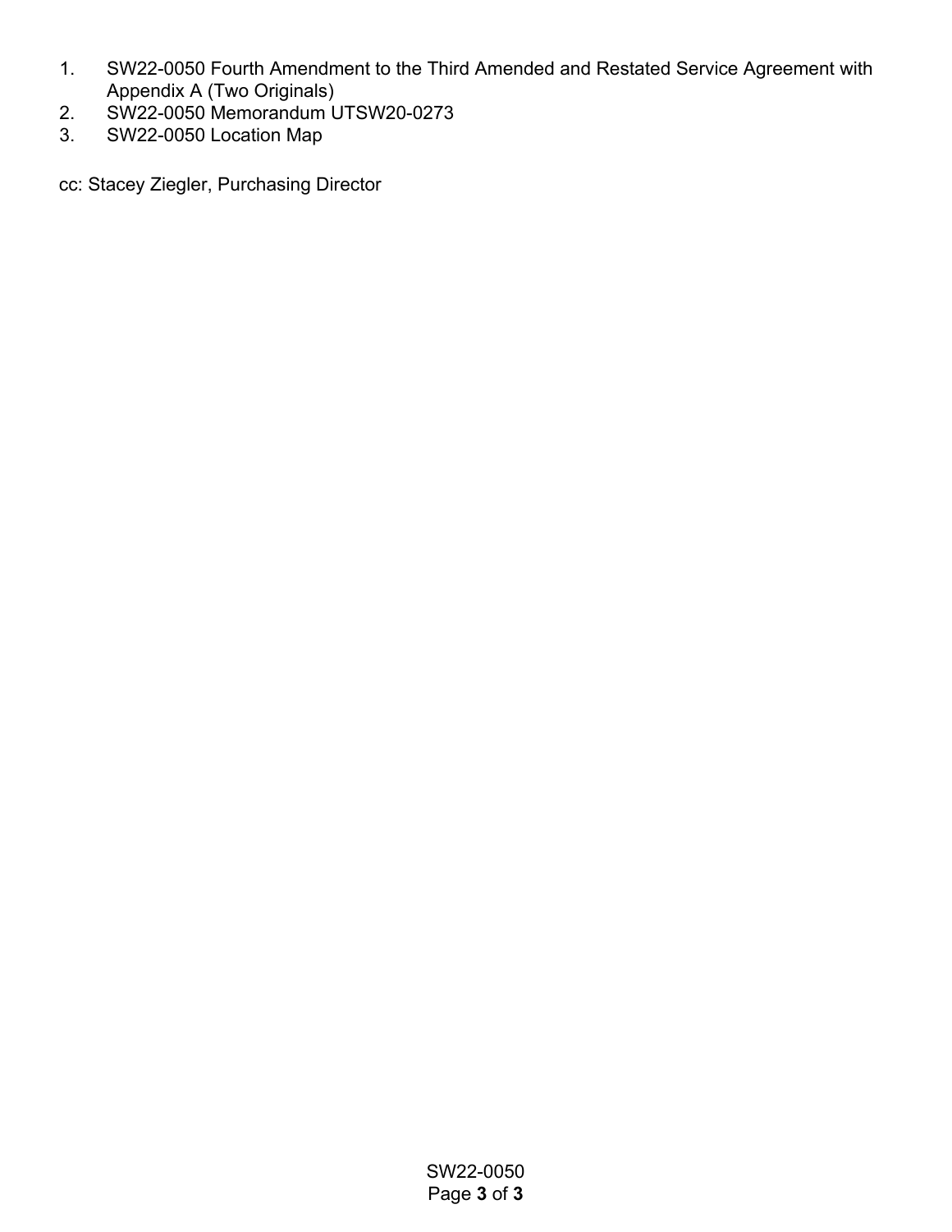1. SW22-0050 Fourth Amendment to the Third Amended and Restated Service Agreement with Appendix A (Two Originals)
2. SW22-0050 Memorandum UTSW20-0273
3. SW22-0050 Location Map

cc: Stacey Ziegler, Purchasing Director